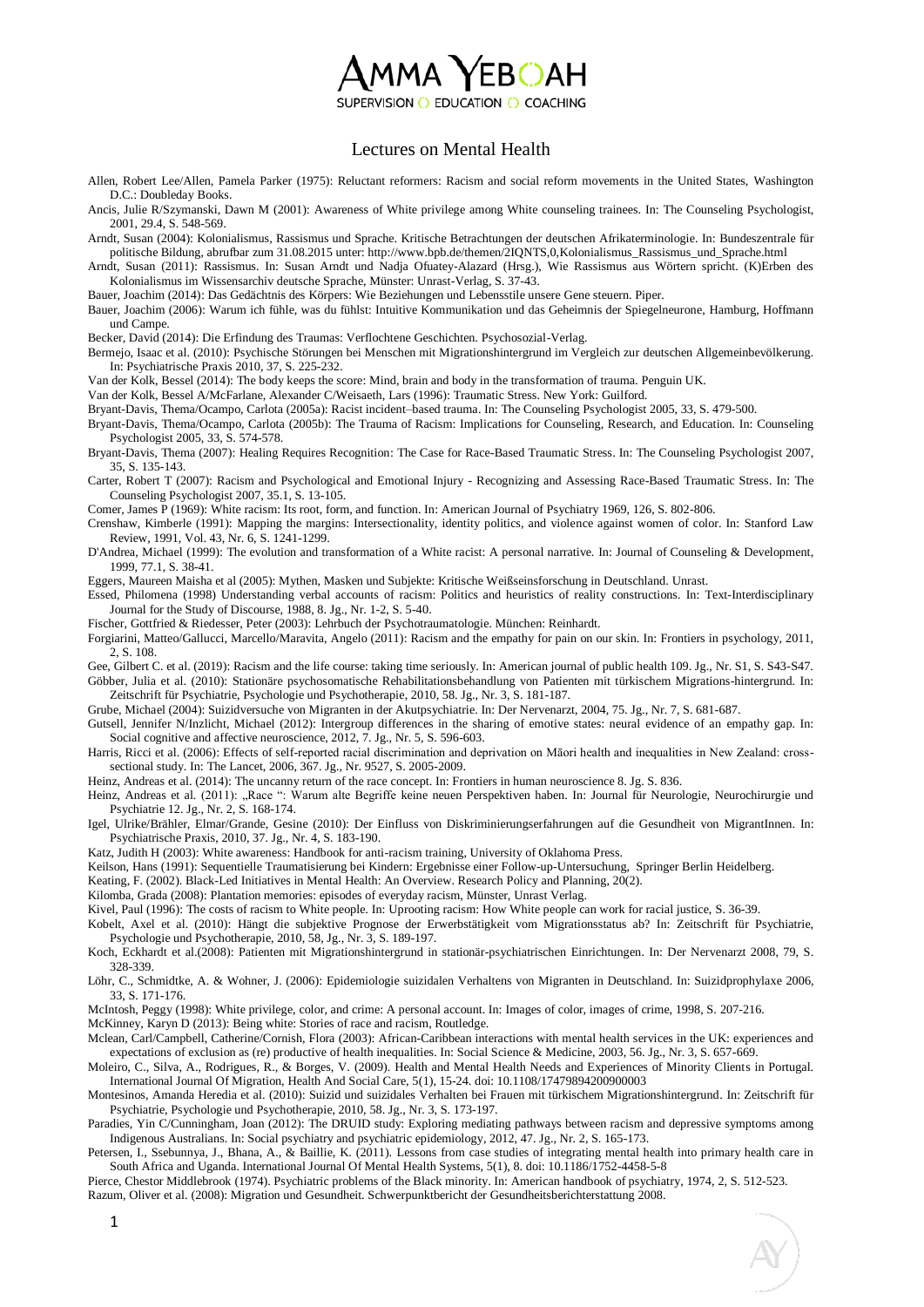# Lectures on Mental Health

Allen, Robert Lee/Allen, Pamela Parker (1975): Reluctant reformers: Racism and social reform movements in the United States, Washington D.C.: Doubleday Books.

Ancis, Julie R/Szymanski, Dawn M (2001): Awareness of White privilege among White counseling trainees. In: The Counseling Psychologist, 2001, 29.4, S. 548-569.

Arndt, Susan (2004): Kolonialismus, Rassismus und Sprache. Kritische Betrachtungen der deutschen Afrikaterminologie. In: Bundeszentrale für politische Bildung, abrufbar zum 31.08.2015 unter: http://www.bpb.de/themen/2IQNTS,0,Kolonialismus_Rassismus_und_Sprache.html

Arndt, Susan (2011): Rassismus. In: Susan Arndt und Nadja Ofuatey-Alazard (Hrsg.), Wie Rassismus aus Wörtern spricht. (K)Erben des Kolonialismus im Wissensarchiv deutsche Sprache, Münster: Unrast-Verlag, S. 37-43.

Bauer, Joachim (2014): Das Gedächtnis des Körpers: Wie Beziehungen und Lebensstile unsere Gene steuern. Piper.

Bauer, Joachim (2006): Warum ich fühle, was du fühlst: Intuitive Kommunikation und das Geheimnis der Spiegelneurone, Hamburg, Hoffmann und Campe.

Becker, David (2014): Die Erfindung des Traumas: Verflochtene Geschichten. Psychosozial-Verlag.

Bermejo, Isaac et al. (2010): Psychische Störungen bei Menschen mit Migrationshintergrund im Vergleich zur deutschen Allgemeinbevölkerung. In: Psychiatrische Praxis 2010, 37, S. 225-232.

Van der Kolk, Bessel (2014): The body keeps the score: Mind, brain and body in the transformation of trauma. Penguin UK.

Van der Kolk, Bessel A/McFarlane, Alexander C/Weisaeth, Lars (1996): Traumatic Stress. New York: Guilford.

Bryant-Davis, Thema/Ocampo, Carlota (2005a): Racist incident–based trauma. In: The Counseling Psychologist 2005, 33, S. 479-500.

Bryant-Davis, Thema/Ocampo, Carlota (2005b): The Trauma of Racism: Implications for Counseling, Research, and Education. In: Counseling Psychologist 2005, 33, S. 574-578.

Bryant-Davis, Thema (2007): Healing Requires Recognition: The Case for Race-Based Traumatic Stress. In: The Counseling Psychologist 2007, 35, S. 135-143.

Carter, Robert T (2007): Racism and Psychological and Emotional Injury - Recognizing and Assessing Race-Based Traumatic Stress. In: The Counseling Psychologist 2007, 35.1, S. 13-105.

Comer, James P (1969): White racism: Its root, form, and function. In: American Journal of Psychiatry 1969, 126, S. 802-806.

Crenshaw, Kimberle (1991): Mapping the margins: Intersectionality, identity politics, and violence against women of color. In: Stanford Law Review, 1991, Vol. 43, Nr. 6, S. 1241-1299.

D'Andrea, Michael (1999): The evolution and transformation of a White racist: A personal narrative. In: Journal of Counseling & Development, 1999, 77.1, S. 38-41.

Eggers, Maureen Maisha et al (2005): Mythen, Masken und Subjekte: Kritische Weißseinsforschung in Deutschland. Unrast.

Essed, Philomena (1998) Understanding verbal accounts of racism: Politics and heuristics of reality constructions. In: Text-Interdisciplinary Journal for the Study of Discourse, 1988, 8. Jg., Nr. 1-2, S. 5-40.

Fischer, Gottfried & Riedesser, Peter (2003): Lehrbuch der Psychotraumatologie. München: Reinhardt.

Forgiarini, Matteo/Gallucci, Marcello/Maravita, Angelo (2011): Racism and the empathy for pain on our skin. In: Frontiers in psychology, 2011, 2, S. 108.

Gee, Gilbert C. et al. (2019): Racism and the life course: taking time seriously. In: American journal of public health 109. Jg., Nr. S1, S. S43-S47.

Göbber, Julia et al. (2010): Stationäre psychosomatische Rehabilitationsbehandlung von Patienten mit türkischem Migrations-hintergrund. In: Zeitschrift für Psychiatrie, Psychologie und Psychotherapie, 2010, 58. Jg., Nr. 3, S. 181-187.

Grube, Michael (2004): Suizidversuche von Migranten in der Akutpsychiatrie. In: Der Nervenarzt, 2004, 75. Jg., Nr. 7, S. 681-687.

Gutsell, Jennifer N/Inzlicht, Michael (2012): Intergroup differences in the sharing of emotive states: neural evidence of an empathy gap. In: Social cognitive and affective neuroscience, 2012, 7. Jg., Nr. 5, S. 596-603.

Harris, Ricci et al. (2006): Effects of self-reported racial discrimination and deprivation on Māori health and inequalities in New Zealand: cross-sectional study. In: The Lancet, 2006, 367. Jg., Nr. 9527, S. 2005-2009.

Heinz, Andreas et al. (2014): The uncanny return of the race concept. In: Frontiers in human neuroscience 8. Jg. S. 836.

Heinz, Andreas et al. (2011): „Race ": Warum alte Begriffe keine neuen Perspektiven haben. In: Journal für Neurologie, Neurochirurgie und Psychiatrie 12. Jg., Nr. 2, S. 168-174.

Igel, Ulrike/Brähler, Elmar/Grande, Gesine (2010): Der Einfluss von Diskriminierungserfahrungen auf die Gesundheit von MigrantInnen. In: Psychiatrische Praxis, 2010, 37. Jg., Nr. 4, S. 183-190.

Katz, Judith H (2003): White awareness: Handbook for anti-racism training, University of Oklahoma Press.

Keilson, Hans (1991): Sequentielle Traumatisierung bei Kindern: Ergebnisse einer Follow-up-Untersuchung, Springer Berlin Heidelberg.

Keating, F. (2002). Black-Led Initiatives in Mental Health: An Overview. Research Policy and Planning, 20(2).

Kilomba, Grada (2008): Plantation memories: episodes of everyday racism, Münster, Unrast Verlag.

Kivel, Paul (1996): The costs of racism to White people. In: Uprooting racism: How White people can work for racial justice, S. 36-39.

Kobelt, Axel et al. (2010): Hängt die subjektive Prognose der Erwerbstätigkeit vom Migrationsstatus ab? In: Zeitschrift für Psychiatrie, Psychologie und Psychotherapie, 2010, 58, Jg., Nr. 3, S. 189-197.

Koch, Eckhardt et al.(2008): Patienten mit Migrationshintergrund in stationär-psychiatrischen Einrichtungen. In: Der Nervenarzt 2008, 79, S. 328-339.

Löhr, C., Schmidtke, A. & Wohner, J. (2006): Epidemiologie suizidalen Verhaltens von Migranten in Deutschland. In: Suizidprophylaxe 2006, 33, S. 171-176.

McIntosh, Peggy (1998): White privilege, color, and crime: A personal account. In: Images of color, images of crime, 1998, S. 207-216.

McKinney, Karyn D (2013): Being white: Stories of race and racism, Routledge.

Mclean, Carl/Campbell, Catherine/Cornish, Flora (2003): African-Caribbean interactions with mental health services in the UK: experiences and expectations of exclusion as (re) productive of health inequalities. In: Social Science & Medicine, 2003, 56. Jg., Nr. 3, S. 657-669.

Moleiro, C., Silva, A., Rodrigues, R., & Borges, V. (2009). Health and Mental Health Needs and Experiences of Minority Clients in Portugal. International Journal Of Migration, Health And Social Care, 5(1), 15-24. doi: 10.1108/17479894200900003

Montesinos, Amanda Heredia et al. (2010): Suizid und suizidales Verhalten bei Frauen mit türkischem Migrationshintergrund. In: Zeitschrift für Psychiatrie, Psychologie und Psychotherapie, 2010, 58. Jg., Nr. 3, S. 173-197.

Paradies, Yin C/Cunningham, Joan (2012): The DRUID study: Exploring mediating pathways between racism and depressive symptoms among Indigenous Australians. In: Social psychiatry and psychiatric epidemiology, 2012, 47. Jg., Nr. 2, S. 165-173.

Petersen, I., Ssebunnya, J., Bhana, A., & Baillie, K. (2011). Lessons from case studies of integrating mental health into primary health care in South Africa and Uganda. International Journal Of Mental Health Systems, 5(1), 8. doi: 10.1186/1752-4458-5-8

Pierce, Chestor Middlebrook (1974). Psychiatric problems of the Black minority. In: American handbook of psychiatry, 1974, 2, S. 512-523.

Razum, Oliver et al. (2008): Migration und Gesundheit. Schwerpunktbericht der Gesundheitsberichterstattung 2008.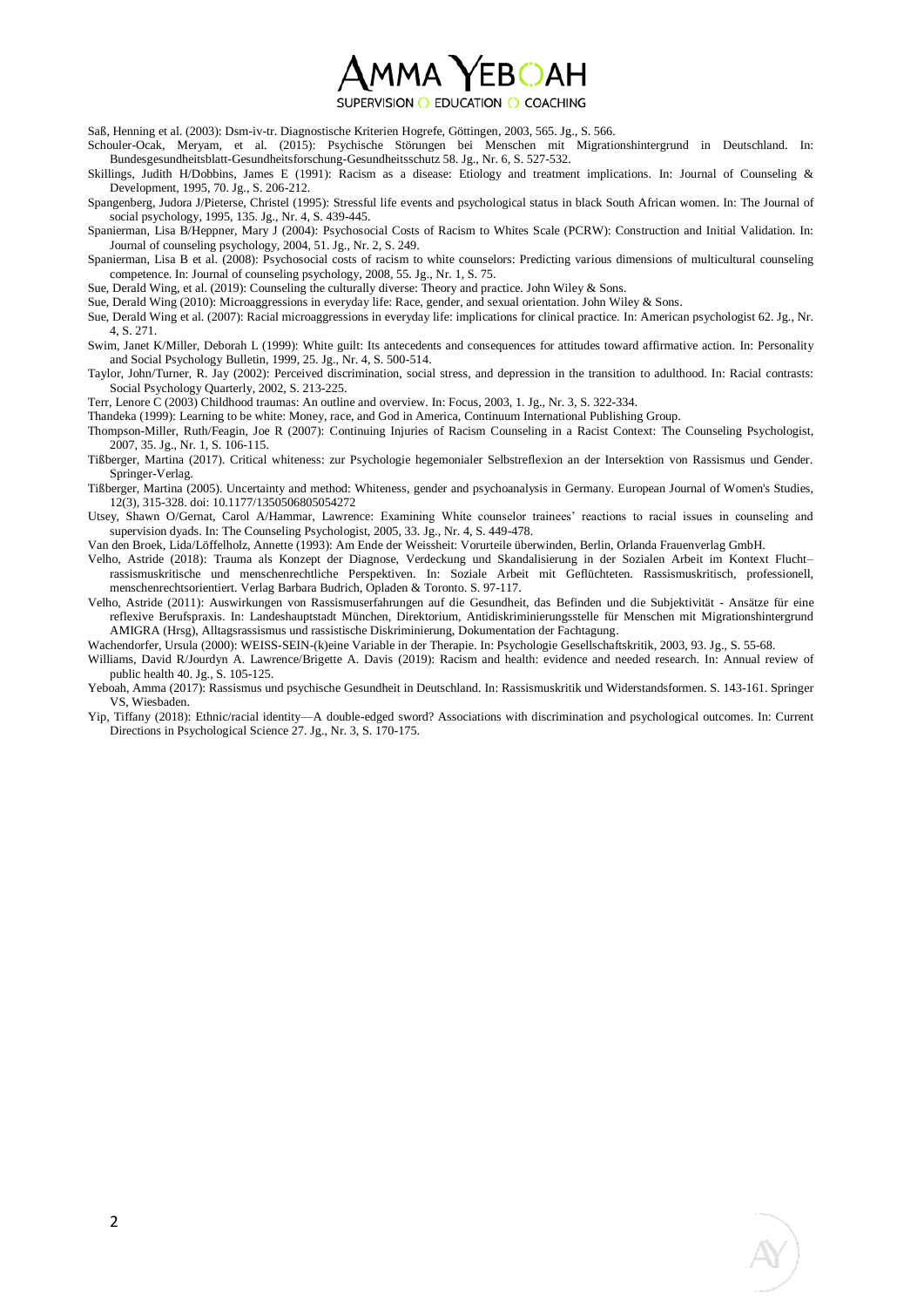Saß, Henning et al. (2003): Dsm-iv-tr. Diagnostische Kriterien Hogrefe, Göttingen, 2003, 565. Jg., S. 566.

Schouler-Ocak, Meryam, et al. (2015): Psychische Störungen bei Menschen mit Migrationshintergrund in Deutschland. In: Bundesgesundheitsblatt-Gesundheitsforschung-Gesundheitsschutz 58. Jg., Nr. 6, S. 527-532.

Skillings, Judith H/Dobbins, James E (1991): Racism as a disease: Etiology and treatment implications. In: Journal of Counseling & Development, 1995, 70. Jg., S. 206-212.

Spangenberg, Judora J/Pieterse, Christel (1995): Stressful life events and psychological status in black South African women. In: The Journal of social psychology, 1995, 135. Jg., Nr. 4, S. 439-445.

Spanierman, Lisa B/Heppner, Mary J (2004): Psychosocial Costs of Racism to Whites Scale (PCRW): Construction and Initial Validation. In: Journal of counseling psychology, 2004, 51. Jg., Nr. 2, S. 249.

Spanierman, Lisa B et al. (2008): Psychosocial costs of racism to white counselors: Predicting various dimensions of multicultural counseling competence. In: Journal of counseling psychology, 2008, 55. Jg., Nr. 1, S. 75.

Sue, Derald Wing, et al. (2019): Counseling the culturally diverse: Theory and practice. John Wiley & Sons.

Sue, Derald Wing (2010): Microaggressions in everyday life: Race, gender, and sexual orientation. John Wiley & Sons.

Sue, Derald Wing et al. (2007): Racial microaggressions in everyday life: implications for clinical practice. In: American psychologist 62. Jg., Nr. 4, S. 271.

Swim, Janet K/Miller, Deborah L (1999): White guilt: Its antecedents and consequences for attitudes toward affirmative action. In: Personality and Social Psychology Bulletin, 1999, 25. Jg., Nr. 4, S. 500-514.

Taylor, John/Turner, R. Jay (2002): Perceived discrimination, social stress, and depression in the transition to adulthood. In: Racial contrasts: Social Psychology Quarterly, 2002, S. 213-225.

Terr, Lenore C (2003) Childhood traumas: An outline and overview. In: Focus, 2003, 1. Jg., Nr. 3, S. 322-334.

Thandeka (1999): Learning to be white: Money, race, and God in America, Continuum International Publishing Group.

Thompson-Miller, Ruth/Feagin, Joe R (2007): Continuing Injuries of Racism Counseling in a Racist Context: The Counseling Psychologist, 2007, 35. Jg., Nr. 1, S. 106-115.

Tißberger, Martina (2017). Critical whiteness: zur Psychologie hegemonialer Selbstreflexion an der Intersektion von Rassismus und Gender. Springer-Verlag.

Tißberger, Martina (2005). Uncertainty and method: Whiteness, gender and psychoanalysis in Germany. European Journal of Women's Studies, 12(3), 315-328. doi: 10.1177/1350506805054272

Utsey, Shawn O/Gernat, Carol A/Hammar, Lawrence: Examining White counselor trainees' reactions to racial issues in counseling and supervision dyads. In: The Counseling Psychologist, 2005, 33. Jg., Nr. 4, S. 449-478.

Van den Broek, Lida/Löffelholz, Annette (1993): Am Ende der Weissheit: Vorurteile überwinden, Berlin, Orlanda Frauenverlag GmbH.

Velho, Astride (2018): Trauma als Konzept der Diagnose, Verdeckung und Skandalisierung in der Sozialen Arbeit im Kontext Flucht– rassismuskritische und menschenrechtliche Perspektiven. In: Soziale Arbeit mit Geflüchteten. Rassismuskritisch, professionell, menschenrechtsorientiert. Verlag Barbara Budrich, Opladen & Toronto. S. 97-117.

Velho, Astride (2011): Auswirkungen von Rassismuserfahrungen auf die Gesundheit, das Befinden und die Subjektivität - Ansätze für eine reflexive Berufspraxis. In: Landeshauptstadt München, Direktorium, Antidiskriminierungsstelle für Menschen mit Migrationshintergrund AMIGRA (Hrsg), Alltagsrassismus und rassistische Diskriminierung, Dokumentation der Fachtagung.

Wachendorfer, Ursula (2000): WEISS-SEIN-(k)eine Variable in der Therapie. In: Psychologie Gesellschaftskritik, 2003, 93. Jg., S. 55-68.

Williams, David R/Jourdyn A. Lawrence/Brigette A. Davis (2019): Racism and health: evidence and needed research. In: Annual review of public health 40. Jg., S. 105-125.

Yeboah, Amma (2017): Rassismus und psychische Gesundheit in Deutschland. In: Rassismuskritik und Widerstandsformen. S. 143-161. Springer VS, Wiesbaden.

Yip, Tiffany (2018): Ethnic/racial identity—A double-edged sword? Associations with discrimination and psychological outcomes. In: Current Directions in Psychological Science 27. Jg., Nr. 3, S. 170-175.